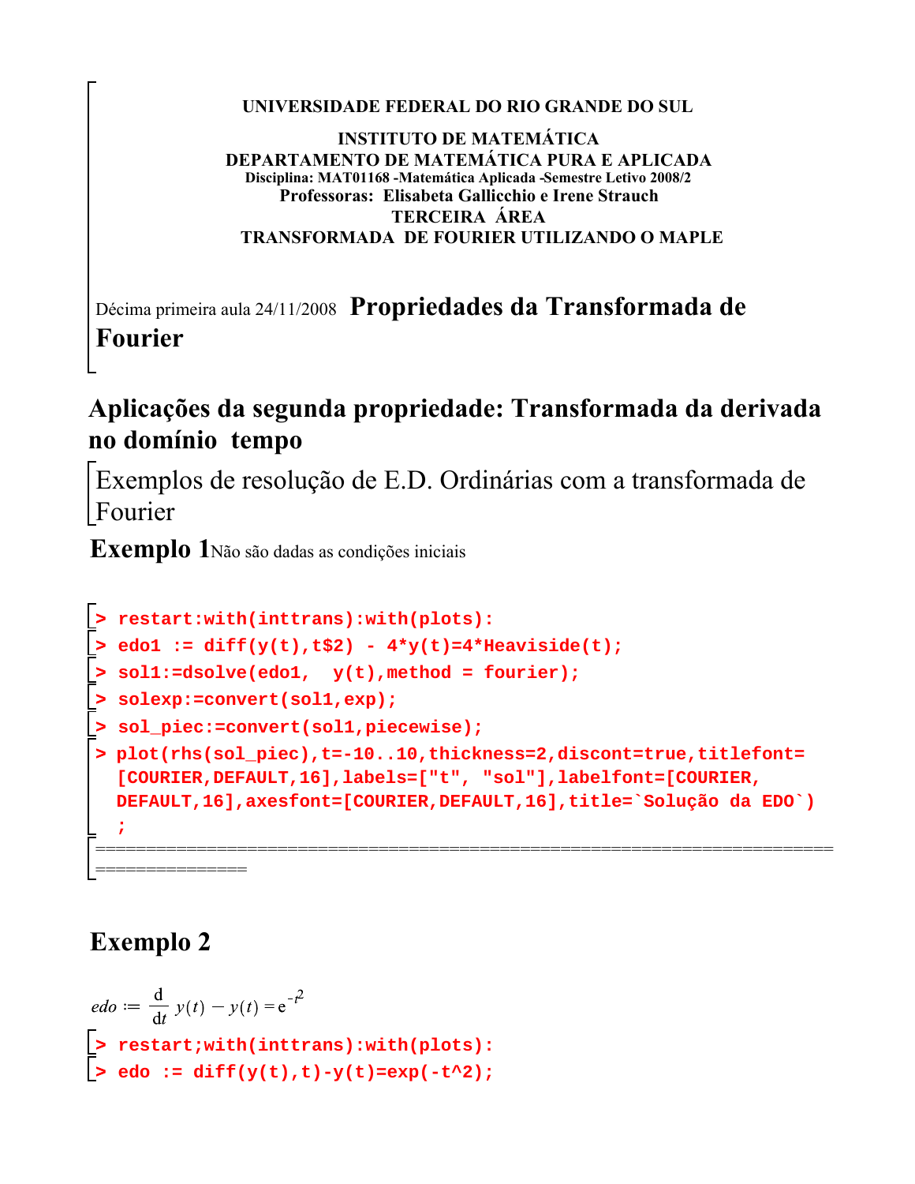**UNIVERSIDADE FEDERAL DO RIO GRANDE DO SUL**

**INSTITUTO DE MATEMÁTICA**
**DEPARTAMENTO DE MATEMÁTICA PURA E APLICADA**
**Disciplina: MAT01168 -Matemática Aplicada -Semestre Letivo 2008/2**
**Professoras: Elisabeta Gallicchio e Irene Strauch**
**TERCEIRA ÁREA**
**TRANSFORMADA DE FOURIER UTILIZANDO O MAPLE**

Décima primeira aula 24/11/2008 **Propriedades da Transformada de Fourier**

## Aplicações da segunda propriedade: Transformada da derivada no domínio tempo

Exemplos de resolução de E.D. Ordinárias com a transformada de Fourier

### Exemplo 1

Não são dadas as condições iniciais

```
> restart:with(inttrans):with(plots):
> edo1 := diff(y(t),t$2) - 4*y(t)=4*Heaviside(t);
> sol1:=dsolve(edo1,  y(t),method = fourier);
> solexp:=convert(sol1,exp);
> sol_piec:=convert(sol1,piecewise);
> plot(rhs(sol_piec),t=-10..10,thickness=2,discont=true,titlefont=
  [COURIER,DEFAULT,16],labels=["t", "sol"],labelfont=[COURIER,
  DEFAULT,16],axesfont=[COURIER,DEFAULT,16],title=`Solução da EDO`)
  ;
```

==================================================================================

### Exemplo 2

$$edo := \frac{d}{dt}\, y(t) - y(t) = e^{-t^2}$$

```
> restart;with(inttrans):with(plots):
> edo := diff(y(t),t)-y(t)=exp(-t^2);
```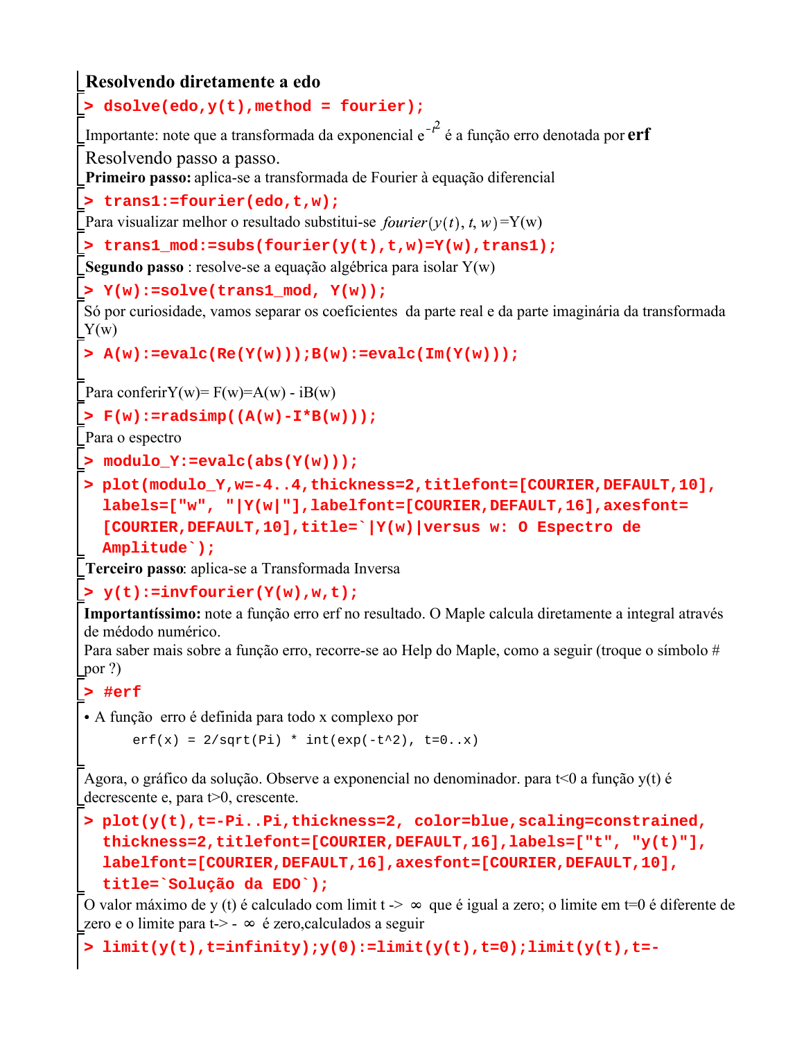**Resolvendo diretamente a edo**

```
> dsolve(edo,y(t),method = fourier);
```

Importante: note que a transformada da exponencial $e^{-t^2}$ é a função erro denotada por **erf**

Resolvendo passo a passo.

**Primeiro passo:** aplica-se a transformada de Fourier à equação diferencial

```
> trans1:=fourier(edo,t,w);
```

Para visualizar melhor o resultado substitui-se $fourier(y(t), t, w)$=Y(w)

```
> trans1_mod:=subs(fourier(y(t),t,w)=Y(w),trans1);
```

**Segundo passo** : resolve-se a equação algébrica para isolar Y(w)

```
> Y(w):=solve(trans1_mod, Y(w));
```

Só por curiosidade, vamos separar os coeficientes da parte real e da parte imaginária da transformada Y(w)

```
> A(w):=evalc(Re(Y(w)));B(w):=evalc(Im(Y(w)));
```

Para conferirY(w)= F(w)=A(w) - iB(w)

```
> F(w):=radsimp((A(w)-I*B(w)));
```

Para o espectro

```
> modulo_Y:=evalc(abs(Y(w)));
> plot(modulo_Y,w=-4..4,thickness=2,titlefont=[COURIER,DEFAULT,10],
  labels=["w", "|Y(w|"],labelfont=[COURIER,DEFAULT,16],axesfont=
  [COURIER,DEFAULT,10],title=`|Y(w)|versus w: O Espectro de
  Amplitude`);
```

**Terceiro passo**: aplica-se a Transformada Inversa

```
> y(t):=invfourier(Y(w),w,t);
```

**Importantíssimo:** note a função erro erf no resultado. O Maple calcula diretamente a integral através de médodo numérico.
Para saber mais sobre a função erro, recorre-se ao Help do Maple, como a seguir (troque o símbolo # por ?)

```
> #erf
```

- A função erro é definida para todo x complexo por

```
erf(x) = 2/sqrt(Pi) * int(exp(-t^2), t=0..x)
```

Agora, o gráfico da solução. Observe a exponencial no denominador. para t<0 a função y(t) é decrescente e, para t>0, crescente.

```
> plot(y(t),t=-Pi..Pi,thickness=2, color=blue,scaling=constrained,
  thickness=2,titlefont=[COURIER,DEFAULT,16],labels=["t", "y(t)"],
  labelfont=[COURIER,DEFAULT,16],axesfont=[COURIER,DEFAULT,10],
  title=`Solução da EDO`);
```

O valor máximo de y (t) é calculado com limit t -> ∞ que é igual a zero; o limite em t=0 é diferente de zero e o limite para t-> - ∞ é zero,calculados a seguir

```
> limit(y(t),t=infinity);y(0):=limit(y(t),t=0);limit(y(t),t=-
```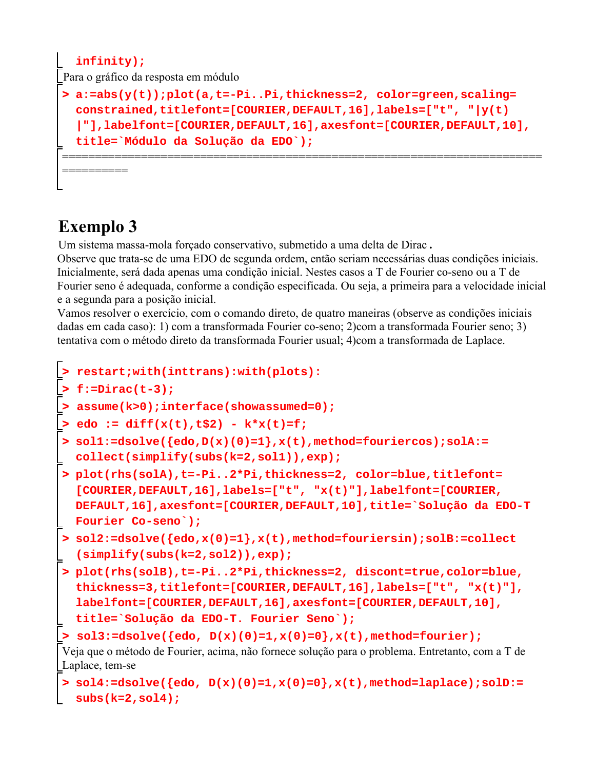```
infinity);
```

Para o gráfico da resposta em módulo

```
> a:=abs(y(t));plot(a,t=-Pi..Pi,thickness=2, color=green,scaling=
  constrained,titlefont=[COURIER,DEFAULT,16],labels=["t", "|y(t)
  |"],labelfont=[COURIER,DEFAULT,16],axesfont=[COURIER,DEFAULT,10],
  title=`Módulo da Solução da EDO`);
```

================================================================================

## Exemplo 3

Um sistema massa-mola forçado conservativo, submetido a uma delta de Dirac.
Observe que trata-se de uma EDO de segunda ordem, então seriam necessárias duas condições iniciais. Inicialmente, será dada apenas uma condição inicial. Nestes casos a T de Fourier co-seno ou a T de Fourier seno é adequada, conforme a condição especificada. Ou seja, a primeira para a velocidade inicial e a segunda para a posição inicial.
Vamos resolver o exercício, com o comando direto, de quatro maneiras (observe as condições iniciais dadas em cada caso): 1) com a transformada Fourier co-seno; 2)com a transformada Fourier seno; 3) tentativa com o método direto da transformada Fourier usual; 4)com a transformada de Laplace.

```
> restart;with(inttrans):with(plots):
> f:=Dirac(t-3);
> assume(k>0);interface(showassumed=0);
> edo := diff(x(t),t$2) - k*x(t)=f;
> sol1:=dsolve({edo,D(x)(0)=1},x(t),method=fouriercos);solA:=
  collect(simplify(subs(k=2,sol1)),exp);
> plot(rhs(solA),t=-Pi..2*Pi,thickness=2, color=blue,titlefont=
  [COURIER,DEFAULT,16],labels=["t", "x(t)"],labelfont=[COURIER,
  DEFAULT,16],axesfont=[COURIER,DEFAULT,10],title=`Solução da EDO-T
  Fourier Co-seno`);
> sol2:=dsolve({edo,x(0)=1},x(t),method=fouriersin);solB:=collect
  (simplify(subs(k=2,sol2)),exp);
> plot(rhs(solB),t=-Pi..2*Pi,thickness=2, discont=true,color=blue,
  thickness=3,titlefont=[COURIER,DEFAULT,16],labels=["t", "x(t)"],
  labelfont=[COURIER,DEFAULT,16],axesfont=[COURIER,DEFAULT,10],
  title=`Solução da EDO-T. Fourier Seno`);
> sol3:=dsolve({edo, D(x)(0)=1,x(0)=0},x(t),method=fourier);
```

Veja que o método de Fourier, acima, não fornece solução para o problema. Entretanto, com a T de Laplace, tem-se

```
> sol4:=dsolve({edo, D(x)(0)=1,x(0)=0},x(t),method=laplace);solD:=
  subs(k=2,sol4);
```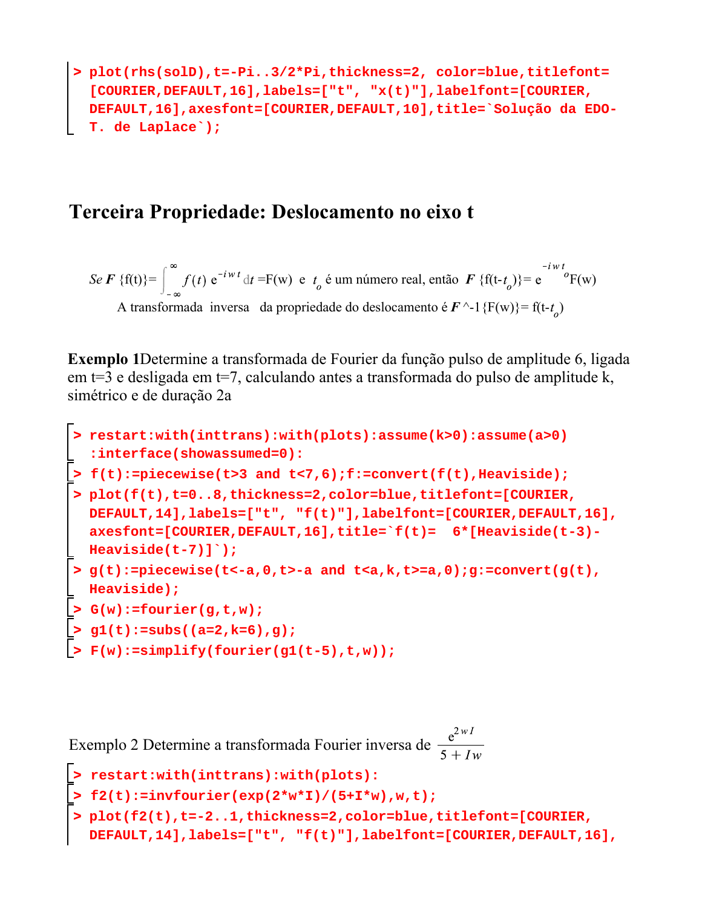```
> plot(rhs(solD),t=-Pi..3/2*Pi,thickness=2, color=blue,titlefont=
  [COURIER,DEFAULT,16],labels=["t", "x(t)"],labelfont=[COURIER,
  DEFAULT,16],axesfont=[COURIER,DEFAULT,10],title=`Solução da EDO-
  T. de Laplace`);
```

## Terceira Propriedade: Deslocamento no eixo t

*Se* $\boldsymbol{F}$ {f(t)}= $\int_{-\infty}^{\infty} f(t)\, e^{-i w t}\, dt$ =F(w) e $t_o$ é um número real, então $\boldsymbol{F}$ {f(t-$t_o$)}= $e^{-i w t_o}$F(w)

A transformada inversa da propriedade do deslocamento é $\boldsymbol{F}$^-1{F(w)}= f(t-$t_o$)

**Exemplo 1**Determine a transformada de Fourier da função pulso de amplitude 6, ligada em t=3 e desligada em t=7, calculando antes a transformada do pulso de amplitude k, simétrico e de duração 2a

```
> restart:with(inttrans):with(plots):assume(k>0):assume(a>0)
  :interface(showassumed=0):
> f(t):=piecewise(t>3 and t<7,6);f:=convert(f(t),Heaviside);
> plot(f(t),t=0..8,thickness=2,color=blue,titlefont=[COURIER,
  DEFAULT,14],labels=["t", "f(t)"],labelfont=[COURIER,DEFAULT,16],
  axesfont=[COURIER,DEFAULT,16],title=`f(t)=  6*[Heaviside(t-3)-
  Heaviside(t-7)]`);
> g(t):=piecewise(t<-a,0,t>-a and t<a,k,t>=a,0);g:=convert(g(t),
  Heaviside);
> G(w):=fourier(g,t,w);
> g1(t):=subs((a=2,k=6),g);
> F(w):=simplify(fourier(g1(t-5),t,w));
```

Exemplo 2 Determine a transformada Fourier inversa de $\dfrac{e^{2 w I}}{5 + I w}$

```
> restart:with(inttrans):with(plots):
> f2(t):=invfourier(exp(2*w*I)/(5+I*w),w,t);
> plot(f2(t),t=-2..1,thickness=2,color=blue,titlefont=[COURIER,
  DEFAULT,14],labels=["t", "f(t)"],labelfont=[COURIER,DEFAULT,16],
```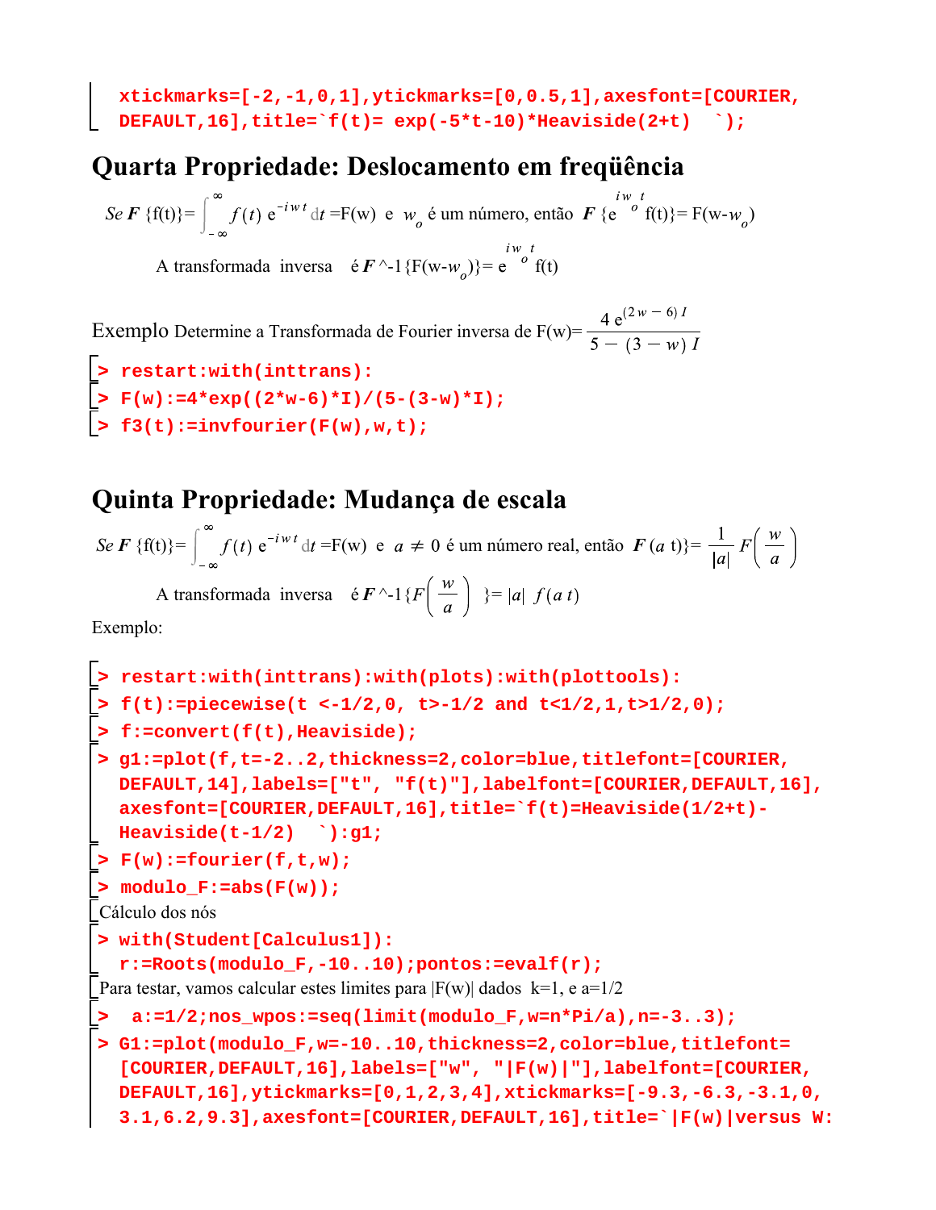```
xtickmarks=[-2,-1,0,1],ytickmarks=[0,0.5,1],axesfont=[COURIER,
DEFAULT,16],title=`f(t)= exp(-5*t-10)*Heaviside(2+t)  `);
```

## Quarta Propriedade: Deslocamento em freqüência

*Se* $\boldsymbol{F}$ {f(t)}= $\int_{-\infty}^{\infty} f(t)\, e^{-i w t}\, dt$ =F(w) e $w_o$ é um número, então $\boldsymbol{F}$ {$e^{i w_o t}$ f(t)}= F(w-$w_o$)

A transformada inversa é $\boldsymbol{F}$^-1{F(w-$w_o$)}= $e^{i w_o t}$ f(t)

Exemplo Determine a Transformada de Fourier inversa de F(w)= $\dfrac{4\, e^{(2w-6)I}}{5-(3-w)I}$

```
> restart:with(inttrans):
> F(w):=4*exp((2*w-6)*I)/(5-(3-w)*I);
> f3(t):=invfourier(F(w),w,t);
```

## Quinta Propriedade: Mudança de escala

*Se* $\boldsymbol{F}$ {f(t)}= $\int_{-\infty}^{\infty} f(t)\, e^{-i w t}\, dt$ =F(w) e $a \neq 0$ é um número real, então $\boldsymbol{F}$ ($a$ t)}= $\dfrac{1}{|a|} F\left(\dfrac{w}{a}\right)$

A transformada inversa é $\boldsymbol{F}$^-1{$F\left(\dfrac{w}{a}\right)$ }= $|a|\ f(a\, t)$

Exemplo:

```
> restart:with(inttrans):with(plots):with(plottools):
> f(t):=piecewise(t <-1/2,0, t>-1/2 and t<1/2,1,t>1/2,0);
> f:=convert(f(t),Heaviside);
> g1:=plot(f,t=-2..2,thickness=2,color=blue,titlefont=[COURIER,
  DEFAULT,14],labels=["t", "f(t)"],labelfont=[COURIER,DEFAULT,16],
  axesfont=[COURIER,DEFAULT,16],title=`f(t)=Heaviside(1/2+t)-
  Heaviside(t-1/2)  `):g1;
> F(w):=fourier(f,t,w);
> modulo_F:=abs(F(w));
```

Cálculo dos nós

```
> with(Student[Calculus1]):
  r:=Roots(modulo_F,-10..10);pontos:=evalf(r);
```

Para testar, vamos calcular estes limites para |F(w)| dados k=1, e a=1/2

```
>  a:=1/2;nos_wpos:=seq(limit(modulo_F,w=n*Pi/a),n=-3..3);
> G1:=plot(modulo_F,w=-10..10,thickness=2,color=blue,titlefont=
  [COURIER,DEFAULT,16],labels=["w", "|F(w)|"],labelfont=[COURIER,
  DEFAULT,16],ytickmarks=[0,1,2,3,4],xtickmarks=[-9.3,-6.3,-3.1,0,
  3.1,6.2,9.3],axesfont=[COURIER,DEFAULT,16],title=`|F(w)|versus W:
```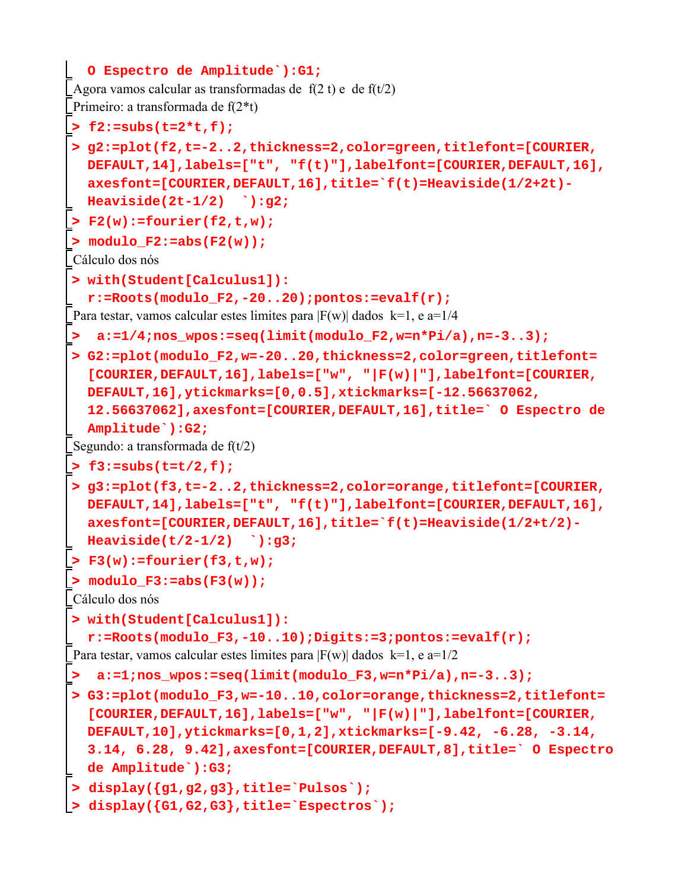```
  O Espectro de Amplitude`):G1;
```

Agora vamos calcular as transformadas de f(2 t) e de f(t/2)

Primeiro: a transformada de f(2*t)

```
> f2:=subs(t=2*t,f);
```

```
> g2:=plot(f2,t=-2..2,thickness=2,color=green,titlefont=[COURIER,
  DEFAULT,14],labels=["t", "f(t)"],labelfont=[COURIER,DEFAULT,16],
  axesfont=[COURIER,DEFAULT,16],title=`f(t)=Heaviside(1/2+2t)-
  Heaviside(2t-1/2)  `):g2;
```

```
> F2(w):=fourier(f2,t,w);
```

```
> modulo_F2:=abs(F2(w));
```

Cálculo dos nós

```
> with(Student[Calculus1]):
  r:=Roots(modulo_F2,-20..20);pontos:=evalf(r);
```

Para testar, vamos calcular estes limites para |F(w)| dados k=1, e a=1/4

```
>  a:=1/4;nos_wpos:=seq(limit(modulo_F2,w=n*Pi/a),n=-3..3);
```

```
> G2:=plot(modulo_F2,w=-20..20,thickness=2,color=green,titlefont=
  [COURIER,DEFAULT,16],labels=["w", "|F(w)|"],labelfont=[COURIER,
  DEFAULT,16],ytickmarks=[0,0.5],xtickmarks=[-12.56637062,
  12.56637062],axesfont=[COURIER,DEFAULT,16],title=` O Espectro de
  Amplitude`):G2;
```

Segundo: a transformada de f(t/2)

```
> f3:=subs(t=t/2,f);
```

```
> g3:=plot(f3,t=-2..2,thickness=2,color=orange,titlefont=[COURIER,
  DEFAULT,14],labels=["t", "f(t)"],labelfont=[COURIER,DEFAULT,16],
  axesfont=[COURIER,DEFAULT,16],title=`f(t)=Heaviside(1/2+t/2)-
  Heaviside(t/2-1/2)  `):g3;
```

```
> F3(w):=fourier(f3,t,w);
```

```
> modulo_F3:=abs(F3(w));
```

Cálculo dos nós

```
> with(Student[Calculus1]):
  r:=Roots(modulo_F3,-10..10);Digits:=3;pontos:=evalf(r);
```

Para testar, vamos calcular estes limites para |F(w)| dados k=1, e a=1/2

```
>  a:=1;nos_wpos:=seq(limit(modulo_F3,w=n*Pi/a),n=-3..3);
```

```
> G3:=plot(modulo_F3,w=-10..10,color=orange,thickness=2,titlefont=
  [COURIER,DEFAULT,16],labels=["w", "|F(w)|"],labelfont=[COURIER,
  DEFAULT,10],ytickmarks=[0,1,2],xtickmarks=[-9.42, -6.28, -3.14,
  3.14, 6.28, 9.42],axesfont=[COURIER,DEFAULT,8],title=` O Espectro
  de Amplitude`):G3;
```

```
> display({g1,g2,g3},title=`Pulsos`);
```

```
> display({G1,G2,G3},title=`Espectros`);
```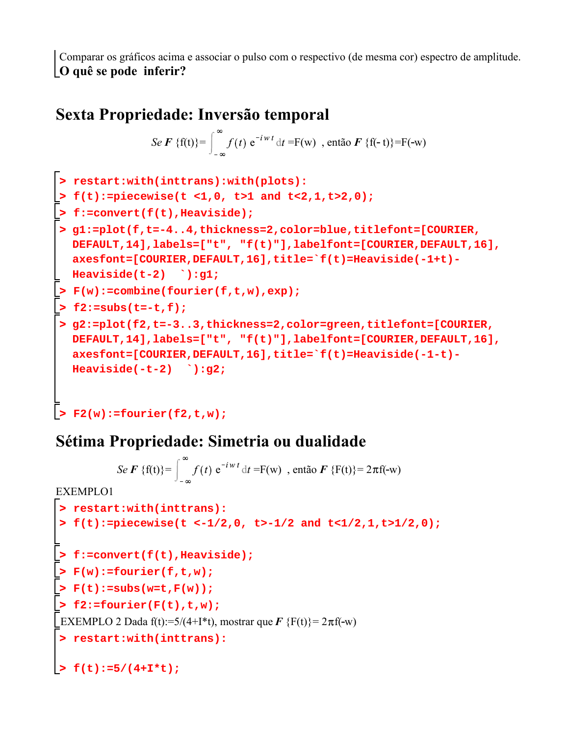Comparar os gráficos acima e associar o pulso com o respectivo (de mesma cor) espectro de amplitude.
**O quê se pode inferir?**

## Sexta Propriedade: Inversão temporal

$$Se\ \boldsymbol{F}\ \{f(t)\} = \int_{-\infty}^{\infty} f(t)\, e^{-i w t}\, dt = F(w)\ \text{, então}\ \boldsymbol{F}\ \{f(-t)\} = F(-w)$$

```
> restart:with(inttrans):with(plots):
> f(t):=piecewise(t <1,0, t>1 and t<2,1,t>2,0);
> f:=convert(f(t),Heaviside);
> g1:=plot(f,t=-4..4,thickness=2,color=blue,titlefont=[COURIER,
  DEFAULT,14],labels=["t", "f(t)"],labelfont=[COURIER,DEFAULT,16],
  axesfont=[COURIER,DEFAULT,16],title=`f(t)=Heaviside(-1+t)-
  Heaviside(t-2)  `):g1;
> F(w):=combine(fourier(f,t,w),exp);
> f2:=subs(t=-t,f);
> g2:=plot(f2,t=-3..3,thickness=2,color=green,titlefont=[COURIER,
  DEFAULT,14],labels=["t", "f(t)"],labelfont=[COURIER,DEFAULT,16],
  axesfont=[COURIER,DEFAULT,16],title=`f(t)=Heaviside(-1-t)-
  Heaviside(-t-2)  `):g2;


> F2(w):=fourier(f2,t,w);
```

## Sétima Propriedade: Simetria ou dualidade

$$Se\ \boldsymbol{F}\ \{f(t)\} = \int_{-\infty}^{\infty} f(t)\, e^{-i w t}\, dt = F(w)\ \text{, então}\ \boldsymbol{F}\ \{F(t)\} = 2\pi f(-w)$$

EXEMPLO1

```
> restart:with(inttrans):
> f(t):=piecewise(t <-1/2,0, t>-1/2 and t<1/2,1,t>1/2,0);

> f:=convert(f(t),Heaviside);
> F(w):=fourier(f,t,w);
> F(t):=subs(w=t,F(w));
> f2:=fourier(F(t),t,w);
```

EXEMPLO 2 Dada f(t):=5/(4+I*t), mostrar que $\boldsymbol{F}$ {F(t)}= $2\pi$f(-w)

```
> restart:with(inttrans):

> f(t):=5/(4+I*t);
```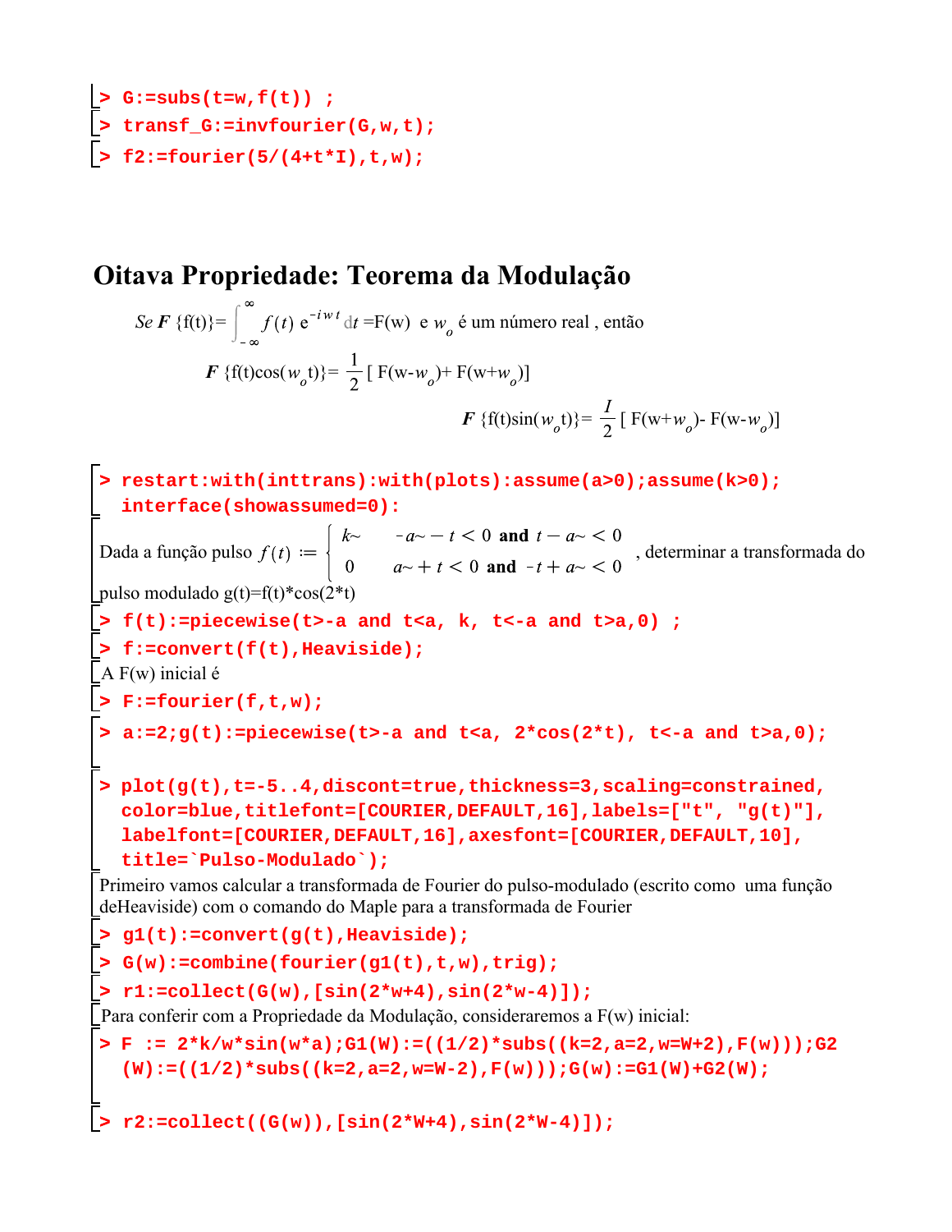```
> G:=subs(t=w,f(t)) ;
> transf_G:=invfourier(G,w,t);
> f2:=fourier(5/(4+t*I),t,w);
```

## Oitava Propriedade: Teorema da Modulação

*Se* $\boldsymbol{F}$ {f(t)}= $\int_{-\infty}^{\infty} f(t)\, e^{-i w t}\, dt$ =F(w) e $w_o$ é um número real , então

$$\boldsymbol{F}\ \{f(t)\cos(w_o t)\}= \frac{1}{2}\ [\ F(w-w_o)+ F(w+w_o)]$$

$$\boldsymbol{F}\ \{f(t)\sin(w_o t)\}= \frac{I}{2}\ [\ F(w+w_o)- F(w-w_o)]$$

```
> restart:with(inttrans):with(plots):assume(a>0);assume(k>0);
  interface(showassumed=0):
```

Dada a função pulso $f(t) := \begin{cases} k\sim & -a\sim - t < 0 \text{ and } t - a\sim < 0 \\ 0 & a\sim + t < 0 \text{ and } -t + a\sim < 0 \end{cases}$ , determinar a transformada do pulso modulado g(t)=f(t)*cos(2*t)

```
> f(t):=piecewise(t>-a and t<a, k, t<-a and t>a,0) ;
> f:=convert(f(t),Heaviside);
```

A F(w) inicial é

```
> F:=fourier(f,t,w);
> a:=2;g(t):=piecewise(t>-a and t<a, 2*cos(2*t), t<-a and t>a,0);
> plot(g(t),t=-5..4,discont=true,thickness=3,scaling=constrained,
  color=blue,titlefont=[COURIER,DEFAULT,16],labels=["t", "g(t)"],
  labelfont=[COURIER,DEFAULT,16],axesfont=[COURIER,DEFAULT,10],
  title=`Pulso-Modulado`);
```

Primeiro vamos calcular a transformada de Fourier do pulso-modulado (escrito como uma função deHeaviside) com o comando do Maple para a transformada de Fourier

```
> g1(t):=convert(g(t),Heaviside);
> G(w):=combine(fourier(g1(t),t,w),trig);
> r1:=collect(G(w),[sin(2*w+4),sin(2*w-4)]);
```

Para conferir com a Propriedade da Modulação, consideraremos a F(w) inicial:

```
> F := 2*k/w*sin(w*a);G1(W):=((1/2)*subs((k=2,a=2,w=W+2),F(w)));G2
  (W):=((1/2)*subs((k=2,a=2,w=W-2),F(w)));G(w):=G1(W)+G2(W);
> r2:=collect((G(w)),[sin(2*W+4),sin(2*W-4)]);
```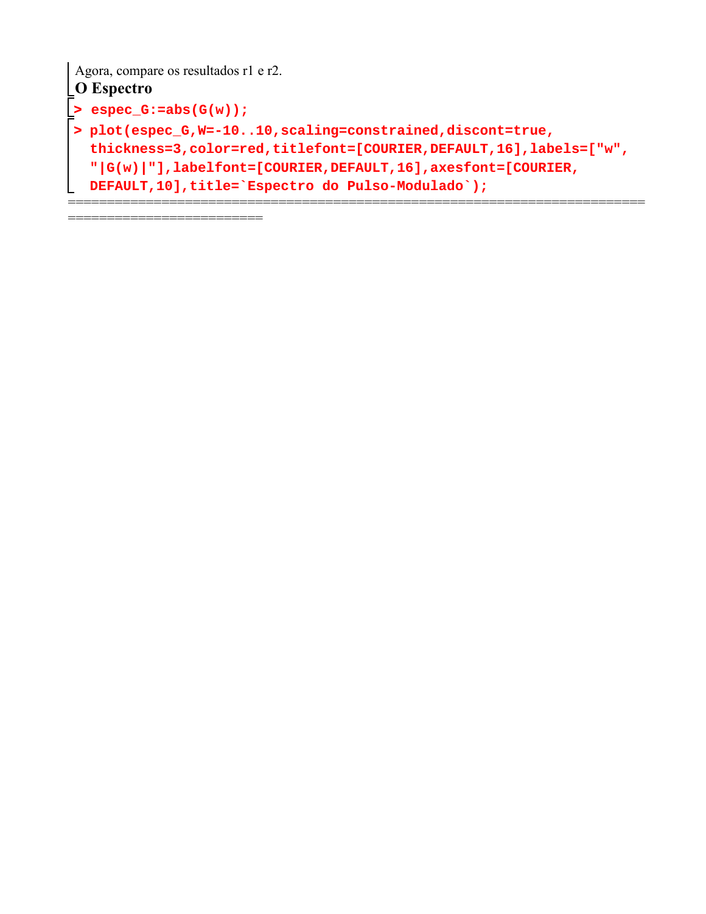Agora, compare os resultados r1 e r2.

## O Espectro

```
> espec_G:=abs(G(w));
```

```
> plot(espec_G,W=-10..10,scaling=constrained,discont=true,
  thickness=3,color=red,titlefont=[COURIER,DEFAULT,16],labels=["w",
  "|G(w)|"],labelfont=[COURIER,DEFAULT,16],axesfont=[COURIER,
  DEFAULT,10],title=`Espectro do Pulso-Modulado`);
```

=======================================================================
========================